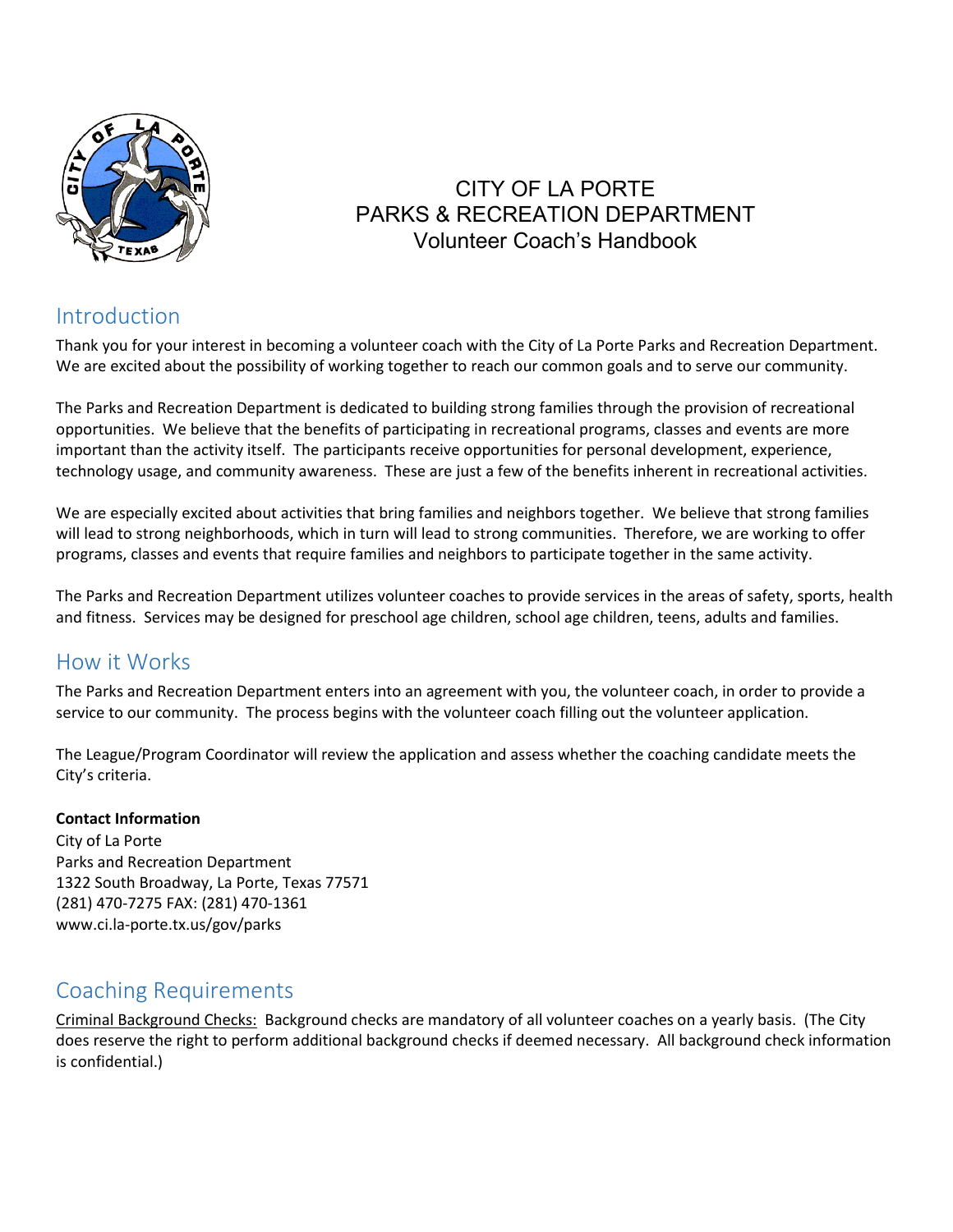# CITY OF LA PORTE
# PARKS & RECREATION DEPARTMENT
# Volunteer Coach's Handbook

## Introduction

Thank you for your interest in becoming a volunteer coach with the City of La Porte Parks and Recreation Department. We are excited about the possibility of working together to reach our common goals and to serve our community.

The Parks and Recreation Department is dedicated to building strong families through the provision of recreational opportunities. We believe that the benefits of participating in recreational programs, classes and events are more important than the activity itself. The participants receive opportunities for personal development, experience, technology usage, and community awareness. These are just a few of the benefits inherent in recreational activities.

We are especially excited about activities that bring families and neighbors together. We believe that strong families will lead to strong neighborhoods, which in turn will lead to strong communities. Therefore, we are working to offer programs, classes and events that require families and neighbors to participate together in the same activity.

The Parks and Recreation Department utilizes volunteer coaches to provide services in the areas of safety, sports, health and fitness. Services may be designed for preschool age children, school age children, teens, adults and families.

## How it Works

The Parks and Recreation Department enters into an agreement with you, the volunteer coach, in order to provide a service to our community. The process begins with the volunteer coach filling out the volunteer application.

The League/Program Coordinator will review the application and assess whether the coaching candidate meets the City's criteria.

**Contact Information**
City of La Porte
Parks and Recreation Department
1322 South Broadway, La Porte, Texas 77571
(281) 470-7275 FAX: (281) 470-1361
www.ci.la-porte.tx.us/gov/parks

## Coaching Requirements

Criminal Background Checks: Background checks are mandatory of all volunteer coaches on a yearly basis. (The City does reserve the right to perform additional background checks if deemed necessary. All background check information is confidential.)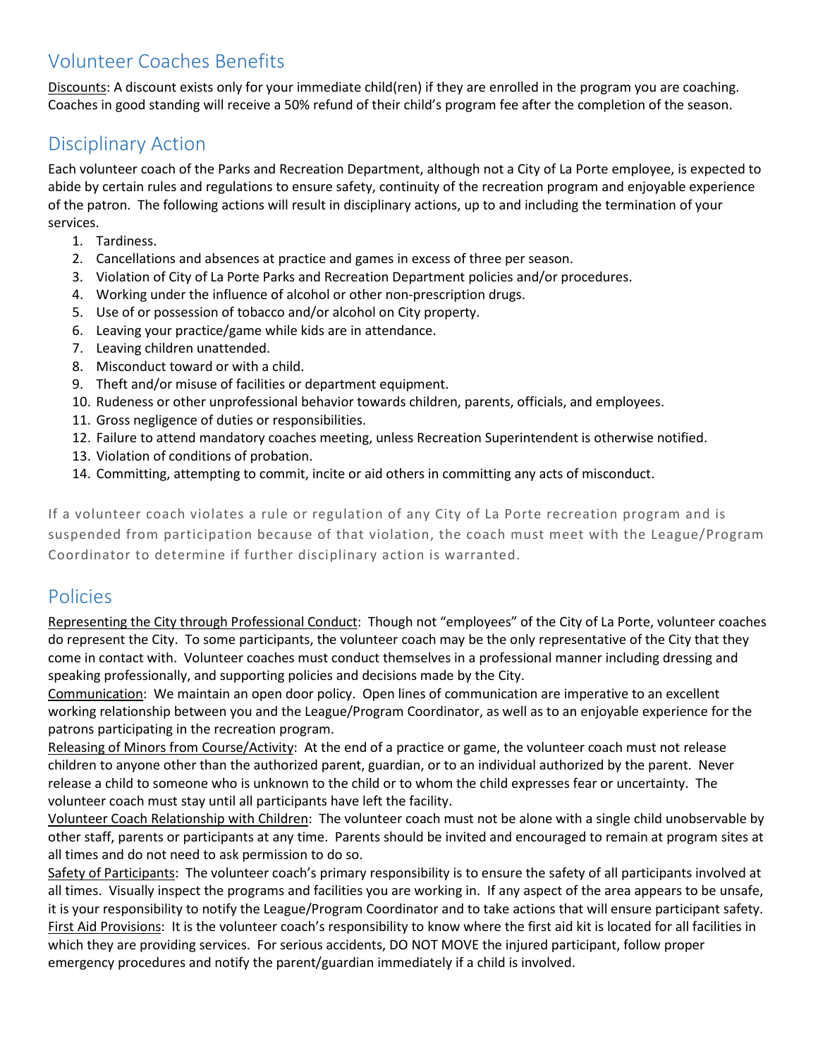## Volunteer Coaches Benefits

Discounts: A discount exists only for your immediate child(ren) if they are enrolled in the program you are coaching. Coaches in good standing will receive a 50% refund of their child's program fee after the completion of the season.

## Disciplinary Action

Each volunteer coach of the Parks and Recreation Department, although not a City of La Porte employee, is expected to abide by certain rules and regulations to ensure safety, continuity of the recreation program and enjoyable experience of the patron. The following actions will result in disciplinary actions, up to and including the termination of your services.

1. Tardiness.
2. Cancellations and absences at practice and games in excess of three per season.
3. Violation of City of La Porte Parks and Recreation Department policies and/or procedures.
4. Working under the influence of alcohol or other non-prescription drugs.
5. Use of or possession of tobacco and/or alcohol on City property.
6. Leaving your practice/game while kids are in attendance.
7. Leaving children unattended.
8. Misconduct toward or with a child.
9. Theft and/or misuse of facilities or department equipment.
10. Rudeness or other unprofessional behavior towards children, parents, officials, and employees.
11. Gross negligence of duties or responsibilities.
12. Failure to attend mandatory coaches meeting, unless Recreation Superintendent is otherwise notified.
13. Violation of conditions of probation.
14. Committing, attempting to commit, incite or aid others in committing any acts of misconduct.

If a volunteer coach violates a rule or regulation of any City of La Porte recreation program and is suspended from participation because of that violation, the coach must meet with the League/Program Coordinator to determine if further disciplinary action is warranted.

## Policies

Representing the City through Professional Conduct: Though not "employees" of the City of La Porte, volunteer coaches do represent the City. To some participants, the volunteer coach may be the only representative of the City that they come in contact with. Volunteer coaches must conduct themselves in a professional manner including dressing and speaking professionally, and supporting policies and decisions made by the City.

Communication: We maintain an open door policy. Open lines of communication are imperative to an excellent working relationship between you and the League/Program Coordinator, as well as to an enjoyable experience for the patrons participating in the recreation program.

Releasing of Minors from Course/Activity: At the end of a practice or game, the volunteer coach must not release children to anyone other than the authorized parent, guardian, or to an individual authorized by the parent. Never release a child to someone who is unknown to the child or to whom the child expresses fear or uncertainty. The volunteer coach must stay until all participants have left the facility.

Volunteer Coach Relationship with Children: The volunteer coach must not be alone with a single child unobservable by other staff, parents or participants at any time. Parents should be invited and encouraged to remain at program sites at all times and do not need to ask permission to do so.

Safety of Participants: The volunteer coach's primary responsibility is to ensure the safety of all participants involved at all times. Visually inspect the programs and facilities you are working in. If any aspect of the area appears to be unsafe, it is your responsibility to notify the League/Program Coordinator and to take actions that will ensure participant safety.

First Aid Provisions: It is the volunteer coach's responsibility to know where the first aid kit is located for all facilities in which they are providing services. For serious accidents, DO NOT MOVE the injured participant, follow proper emergency procedures and notify the parent/guardian immediately if a child is involved.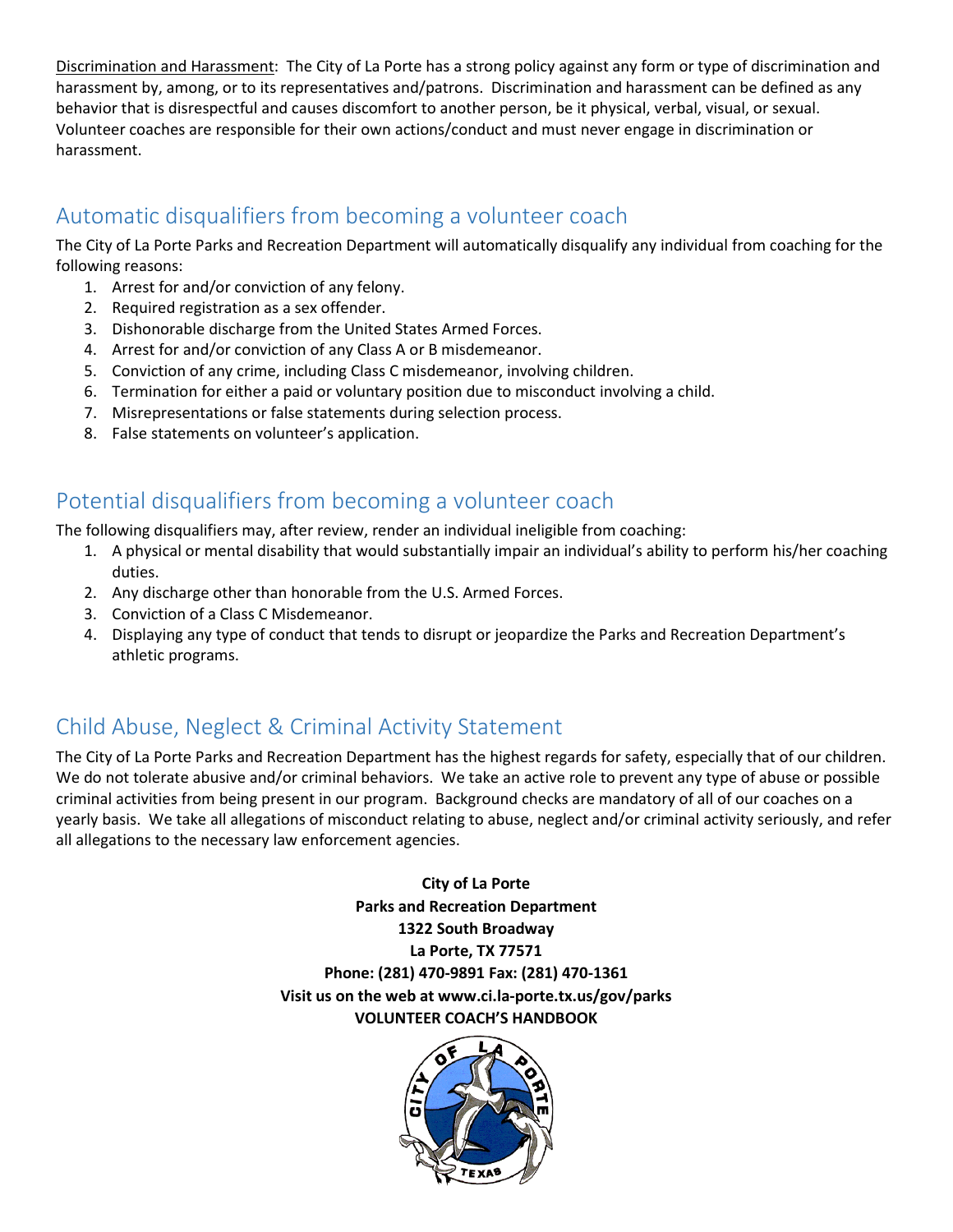<u>Discrimination and Harassment</u>: The City of La Porte has a strong policy against any form or type of discrimination and harassment by, among, or to its representatives and/patrons. Discrimination and harassment can be defined as any behavior that is disrespectful and causes discomfort to another person, be it physical, verbal, visual, or sexual. Volunteer coaches are responsible for their own actions/conduct and must never engage in discrimination or harassment.

## Automatic disqualifiers from becoming a volunteer coach

The City of La Porte Parks and Recreation Department will automatically disqualify any individual from coaching for the following reasons:

1. Arrest for and/or conviction of any felony.
2. Required registration as a sex offender.
3. Dishonorable discharge from the United States Armed Forces.
4. Arrest for and/or conviction of any Class A or B misdemeanor.
5. Conviction of any crime, including Class C misdemeanor, involving children.
6. Termination for either a paid or voluntary position due to misconduct involving a child.
7. Misrepresentations or false statements during selection process.
8. False statements on volunteer's application.

## Potential disqualifiers from becoming a volunteer coach

The following disqualifiers may, after review, render an individual ineligible from coaching:

1. A physical or mental disability that would substantially impair an individual's ability to perform his/her coaching duties.
2. Any discharge other than honorable from the U.S. Armed Forces.
3. Conviction of a Class C Misdemeanor.
4. Displaying any type of conduct that tends to disrupt or jeopardize the Parks and Recreation Department's athletic programs.

## Child Abuse, Neglect & Criminal Activity Statement

The City of La Porte Parks and Recreation Department has the highest regards for safety, especially that of our children. We do not tolerate abusive and/or criminal behaviors. We take an active role to prevent any type of abuse or possible criminal activities from being present in our program. Background checks are mandatory of all of our coaches on a yearly basis. We take all allegations of misconduct relating to abuse, neglect and/or criminal activity seriously, and refer all allegations to the necessary law enforcement agencies.

**City of La Porte**
**Parks and Recreation Department**
**1322 South Broadway**
**La Porte, TX 77571**
**Phone: (281) 470-9891 Fax: (281) 470-1361**
**Visit us on the web at www.ci.la-porte.tx.us/gov/parks**
**VOLUNTEER COACH'S HANDBOOK**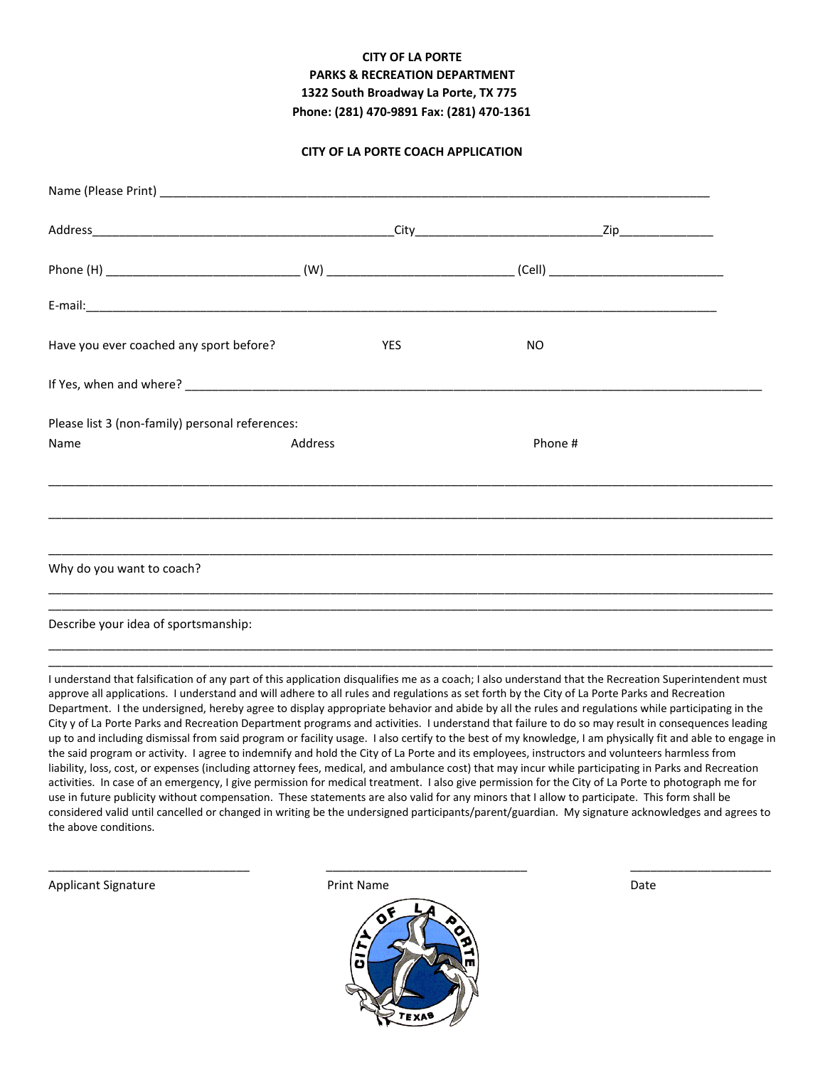**CITY OF LA PORTE**
**PARKS & RECREATION DEPARTMENT**
**1322 South Broadway La Porte, TX 775**
**Phone: (281) 470-9891 Fax: (281) 470-1361**

**CITY OF LA PORTE COACH APPLICATION**

Name (Please Print) ___________________________________________________________________________

Address___________________________________________City__________________________Zip_____________

Phone (H) ___________________________ (W) __________________________ (Cell) _________________________

E-mail:_________________________________________________________________________________________

Have you ever coached any sport before? YES NO

If Yes, when and where? _________________________________________________________________________

Please list 3 (non-family) personal references:

| Name | Address | Phone # |
|---|---|---|
| | | |
| | | |
| | | |

Why do you want to coach?

_____________________________________________________________________________________________

_____________________________________________________________________________________________

Describe your idea of sportsmanship:

_____________________________________________________________________________________________

_____________________________________________________________________________________________

I understand that falsification of any part of this application disqualifies me as a coach; I also understand that the Recreation Superintendent must approve all applications. I understand and will adhere to all rules and regulations as set forth by the City of La Porte Parks and Recreation Department. I the undersigned, hereby agree to display appropriate behavior and abide by all the rules and regulations while participating in the City y of La Porte Parks and Recreation Department programs and activities. I understand that failure to do so may result in consequences leading up to and including dismissal from said program or facility usage. I also certify to the best of my knowledge, I am physically fit and able to engage in the said program or activity. I agree to indemnify and hold the City of La Porte and its employees, instructors and volunteers harmless from liability, loss, cost, or expenses (including attorney fees, medical, and ambulance cost) that may incur while participating in Parks and Recreation activities. In case of an emergency, I give permission for medical treatment. I also give permission for the City of La Porte to photograph me for use in future publicity without compensation. These statements are also valid for any minors that I allow to participate. This form shall be considered valid until cancelled or changed in writing be the undersigned participants/parent/guardian. My signature acknowledges and agrees to the above conditions.

______________________________ ______________________________ _____________________

Applicant Signature Print Name Date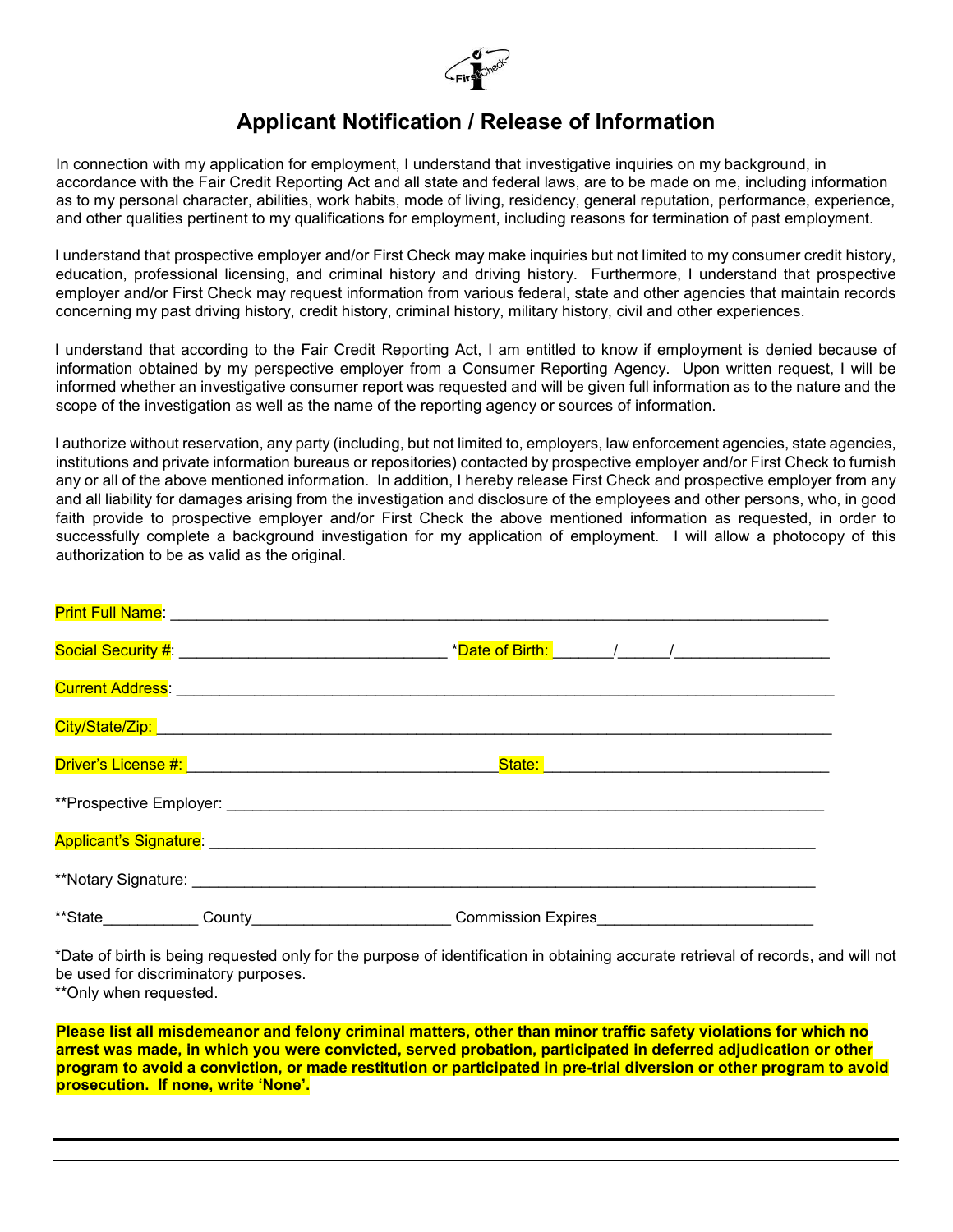# Applicant Notification / Release of Information

In connection with my application for employment, I understand that investigative inquiries on my background, in accordance with the Fair Credit Reporting Act and all state and federal laws, are to be made on me, including information as to my personal character, abilities, work habits, mode of living, residency, general reputation, performance, experience, and other qualities pertinent to my qualifications for employment, including reasons for termination of past employment.

I understand that prospective employer and/or First Check may make inquiries but not limited to my consumer credit history, education, professional licensing, and criminal history and driving history. Furthermore, I understand that prospective employer and/or First Check may request information from various federal, state and other agencies that maintain records concerning my past driving history, credit history, criminal history, military history, civil and other experiences.

I understand that according to the Fair Credit Reporting Act, I am entitled to know if employment is denied because of information obtained by my perspective employer from a Consumer Reporting Agency. Upon written request, I will be informed whether an investigative consumer report was requested and will be given full information as to the nature and the scope of the investigation as well as the name of the reporting agency or sources of information.

I authorize without reservation, any party (including, but not limited to, employers, law enforcement agencies, state agencies, institutions and private information bureaus or repositories) contacted by prospective employer and/or First Check to furnish any or all of the above mentioned information. In addition, I hereby release First Check and prospective employer from any and all liability for damages arising from the investigation and disclosure of the employees and other persons, who, in good faith provide to prospective employer and/or First Check the above mentioned information as requested, in order to successfully complete a background investigation for my application of employment. I will allow a photocopy of this authorization to be as valid as the original.

Print Full Name: ______________________________________________________________________________

Social Security #: ______________________________ *Date of Birth: _______/______/_________________

Current Address: ______________________________________________________________________________

City/State/Zip: ________________________________________________________________________________

Driver's License #: ___________________________________ State: _________________________________

**Prospective Employer: ________________________________________________________________________

Applicant's Signature: __________________________________________________________________________

**Notary Signature: _____________________________________________________________________________

**State___________ County_______________________ Commission Expires_________________________

*Date of birth is being requested only for the purpose of identification in obtaining accurate retrieval of records, and will not be used for discriminatory purposes.
**Only when requested.

**Please list all misdemeanor and felony criminal matters, other than minor traffic safety violations for which no arrest was made, in which you were convicted, served probation, participated in deferred adjudication or other program to avoid a conviction, or made restitution or participated in pre-trial diversion or other program to avoid prosecution. If none, write 'None'.**

______________________________________________________________________________________________

______________________________________________________________________________________________